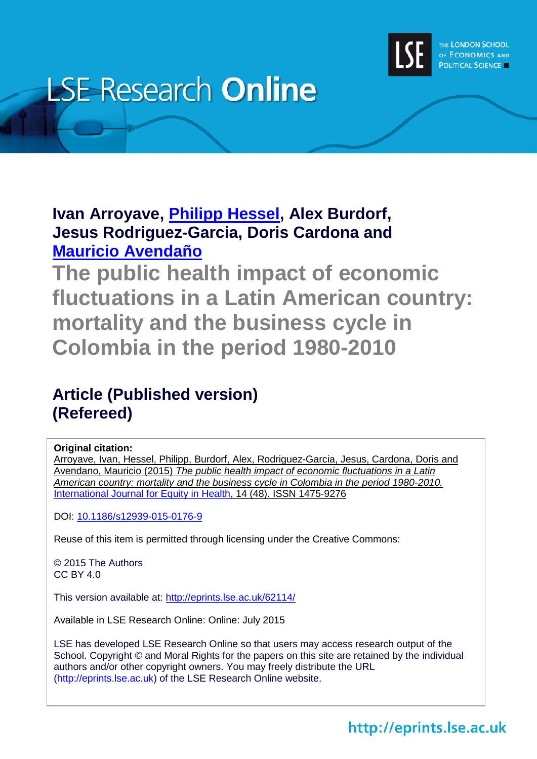# LSE Research Online

**Ivan Arroyave, Philipp Hessel, Alex Burdorf, Jesus Rodriguez-Garcia, Doris Cardona and Mauricio Avendaño**

# The public health impact of economic fluctuations in a Latin American country: mortality and the business cycle in Colombia in the period 1980-2010

## Article (Published version) (Refereed)

**Original citation:**
Arroyave, Ivan, Hessel, Philipp, Burdorf, Alex, Rodriguez-Garcia, Jesus, Cardona, Doris and Avendano, Mauricio (2015) *The public health impact of economic fluctuations in a Latin American country: mortality and the business cycle in Colombia in the period 1980-2010.* International Journal for Equity in Health, 14 (48). ISSN 1475-9276

DOI: 10.1186/s12939-015-0176-9

Reuse of this item is permitted through licensing under the Creative Commons:

© 2015 The Authors
CC BY 4.0

This version available at: http://eprints.lse.ac.uk/62114/

Available in LSE Research Online: Online: July 2015

LSE has developed LSE Research Online so that users may access research output of the School. Copyright © and Moral Rights for the papers on this site are retained by the individual authors and/or other copyright owners. You may freely distribute the URL (http://eprints.lse.ac.uk) of the LSE Research Online website.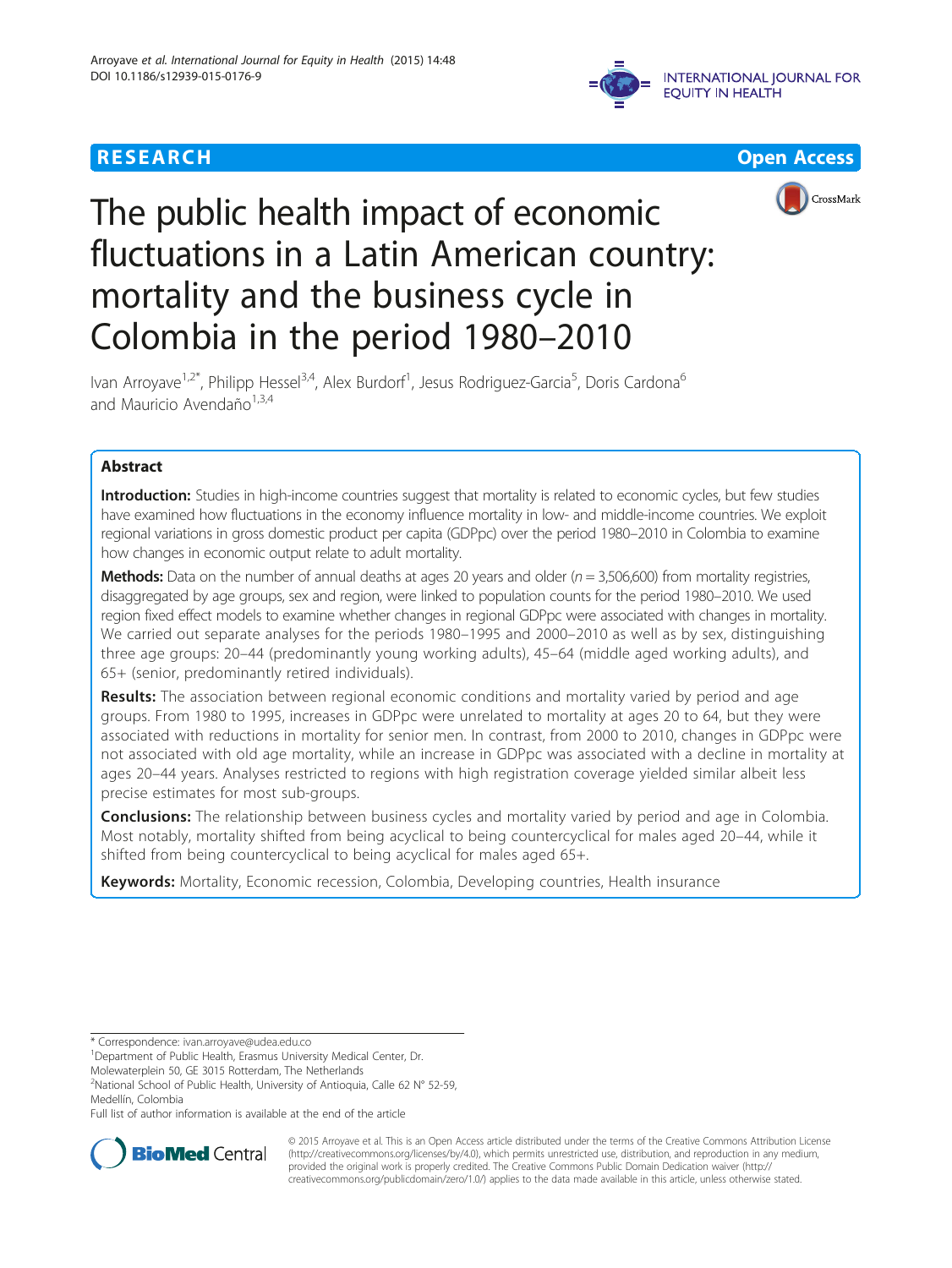# The public health impact of economic fluctuations in a Latin American country: mortality and the business cycle in Colombia in the period 1980–2010

Ivan Arroyave[1,2*], Philipp Hessel[3,4], Alex Burdorf[1], Jesus Rodriguez-Garcia[5], Doris Cardona[6] and Mauricio Avendaño[1,3,4]

## Abstract

**Introduction:** Studies in high-income countries suggest that mortality is related to economic cycles, but few studies have examined how fluctuations in the economy influence mortality in low- and middle-income countries. We exploit regional variations in gross domestic product per capita (GDPpc) over the period 1980–2010 in Colombia to examine how changes in economic output relate to adult mortality.

**Methods:** Data on the number of annual deaths at ages 20 years and older ($n = 3,506,600$) from mortality registries, disaggregated by age groups, sex and region, were linked to population counts for the period 1980–2010. We used region fixed effect models to examine whether changes in regional GDPpc were associated with changes in mortality. We carried out separate analyses for the periods 1980–1995 and 2000–2010 as well as by sex, distinguishing three age groups: 20–44 (predominantly young working adults), 45–64 (middle aged working adults), and 65+ (senior, predominantly retired individuals).

**Results:** The association between regional economic conditions and mortality varied by period and age groups. From 1980 to 1995, increases in GDPpc were unrelated to mortality at ages 20 to 64, but they were associated with reductions in mortality for senior men. In contrast, from 2000 to 2010, changes in GDPpc were not associated with old age mortality, while an increase in GDPpc was associated with a decline in mortality at ages 20–44 years. Analyses restricted to regions with high registration coverage yielded similar albeit less precise estimates for most sub-groups.

**Conclusions:** The relationship between business cycles and mortality varied by period and age in Colombia. Most notably, mortality shifted from being acyclical to being countercyclical for males aged 20–44, while it shifted from being countercyclical to being acyclical for males aged 65+.

**Keywords:** Mortality, Economic recession, Colombia, Developing countries, Health insurance

\* Correspondence: ivan.arroyave@udea.edu.co

[1]Department of Public Health, Erasmus University Medical Center, Dr. Molewaterplein 50, GE 3015 Rotterdam, The Netherlands

[2]National School of Public Health, University of Antioquia, Calle 62 N° 52-59, Medellín, Colombia

Full list of author information is available at the end of the article

© 2015 Arroyave et al. This is an Open Access article distributed under the terms of the Creative Commons Attribution License (http://creativecommons.org/licenses/by/4.0), which permits unrestricted use, distribution, and reproduction in any medium, provided the original work is properly credited. The Creative Commons Public Domain Dedication waiver (http://creativecommons.org/publicdomain/zero/1.0/) applies to the data made available in this article, unless otherwise stated.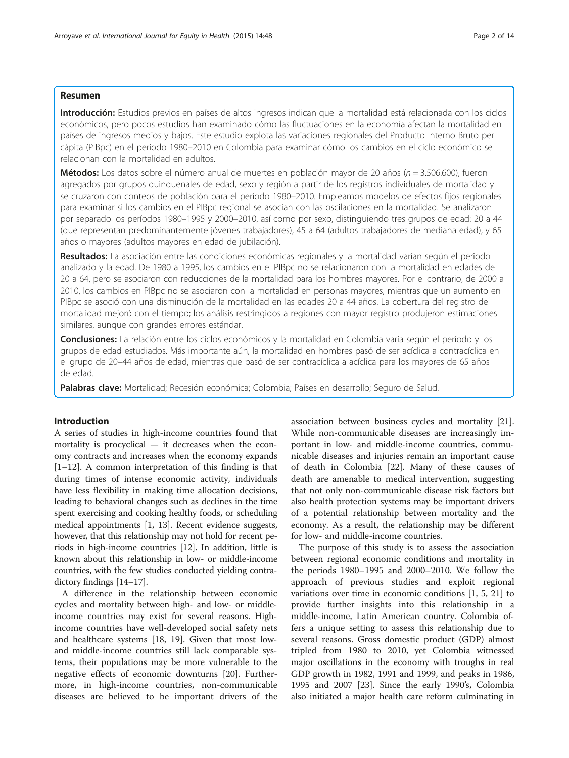## Resumen

**Introducción:** Estudios previos en países de altos ingresos indican que la mortalidad está relacionada con los ciclos económicos, pero pocos estudios han examinado cómo las fluctuaciones en la economía afectan la mortalidad en países de ingresos medios y bajos. Este estudio explota las variaciones regionales del Producto Interno Bruto per cápita (PIBpc) en el período 1980–2010 en Colombia para examinar cómo los cambios en el ciclo económico se relacionan con la mortalidad en adultos.

**Métodos:** Los datos sobre el número anual de muertes en población mayor de 20 años ($n = 3.506.600$), fueron agregados por grupos quinquenales de edad, sexo y región a partir de los registros individuales de mortalidad y se cruzaron con conteos de población para el período 1980–2010. Empleamos modelos de efectos fijos regionales para examinar si los cambios en el PIBpc regional se asocian con las oscilaciones en la mortalidad. Se analizaron por separado los períodos 1980–1995 y 2000–2010, así como por sexo, distinguiendo tres grupos de edad: 20 a 44 (que representan predominantemente jóvenes trabajadores), 45 a 64 (adultos trabajadores de mediana edad), y 65 años o mayores (adultos mayores en edad de jubilación).

**Resultados:** La asociación entre las condiciones económicas regionales y la mortalidad varían según el periodo analizado y la edad. De 1980 a 1995, los cambios en el PIBpc no se relacionaron con la mortalidad en edades de 20 a 64, pero se asociaron con reducciones de la mortalidad para los hombres mayores. Por el contrario, de 2000 a 2010, los cambios en PIBpc no se asociaron con la mortalidad en personas mayores, mientras que un aumento en PIBpc se asoció con una disminución de la mortalidad en las edades 20 a 44 años. La cobertura del registro de mortalidad mejoró con el tiempo; los análisis restringidos a regiones con mayor registro produjeron estimaciones similares, aunque con grandes errores estándar.

**Conclusiones:** La relación entre los ciclos económicos y la mortalidad en Colombia varía según el período y los grupos de edad estudiados. Más importante aún, la mortalidad en hombres pasó de ser acíclica a contracíclica en el grupo de 20–44 años de edad, mientras que pasó de ser contracíclica a acíclica para los mayores de 65 años de edad.

**Palabras clave:** Mortalidad; Recesión económica; Colombia; Países en desarrollo; Seguro de Salud.

## Introduction

A series of studies in high-income countries found that mortality is procyclical — it decreases when the economy contracts and increases when the economy expands [1–12]. A common interpretation of this finding is that during times of intense economic activity, individuals have less flexibility in making time allocation decisions, leading to behavioral changes such as declines in the time spent exercising and cooking healthy foods, or scheduling medical appointments [1, 13]. Recent evidence suggests, however, that this relationship may not hold for recent periods in high-income countries [12]. In addition, little is known about this relationship in low- or middle-income countries, with the few studies conducted yielding contradictory findings [14–17].

A difference in the relationship between economic cycles and mortality between high- and low- or middle-income countries may exist for several reasons. High-income countries have well-developed social safety nets and healthcare systems [18, 19]. Given that most low- and middle-income countries still lack comparable systems, their populations may be more vulnerable to the negative effects of economic downturns [20]. Furthermore, in high-income countries, non-communicable diseases are believed to be important drivers of the association between business cycles and mortality [21]. While non-communicable diseases are increasingly important in low- and middle-income countries, communicable diseases and injuries remain an important cause of death in Colombia [22]. Many of these causes of death are amenable to medical intervention, suggesting that not only non-communicable disease risk factors but also health protection systems may be important drivers of a potential relationship between mortality and the economy. As a result, the relationship may be different for low- and middle-income countries.

The purpose of this study is to assess the association between regional economic conditions and mortality in the periods 1980–1995 and 2000–2010. We follow the approach of previous studies and exploit regional variations over time in economic conditions [1, 5, 21] to provide further insights into this relationship in a middle-income, Latin American country. Colombia offers a unique setting to assess this relationship due to several reasons. Gross domestic product (GDP) almost tripled from 1980 to 2010, yet Colombia witnessed major oscillations in the economy with troughs in real GDP growth in 1982, 1991 and 1999, and peaks in 1986, 1995 and 2007 [23]. Since the early 1990's, Colombia also initiated a major health care reform culminating in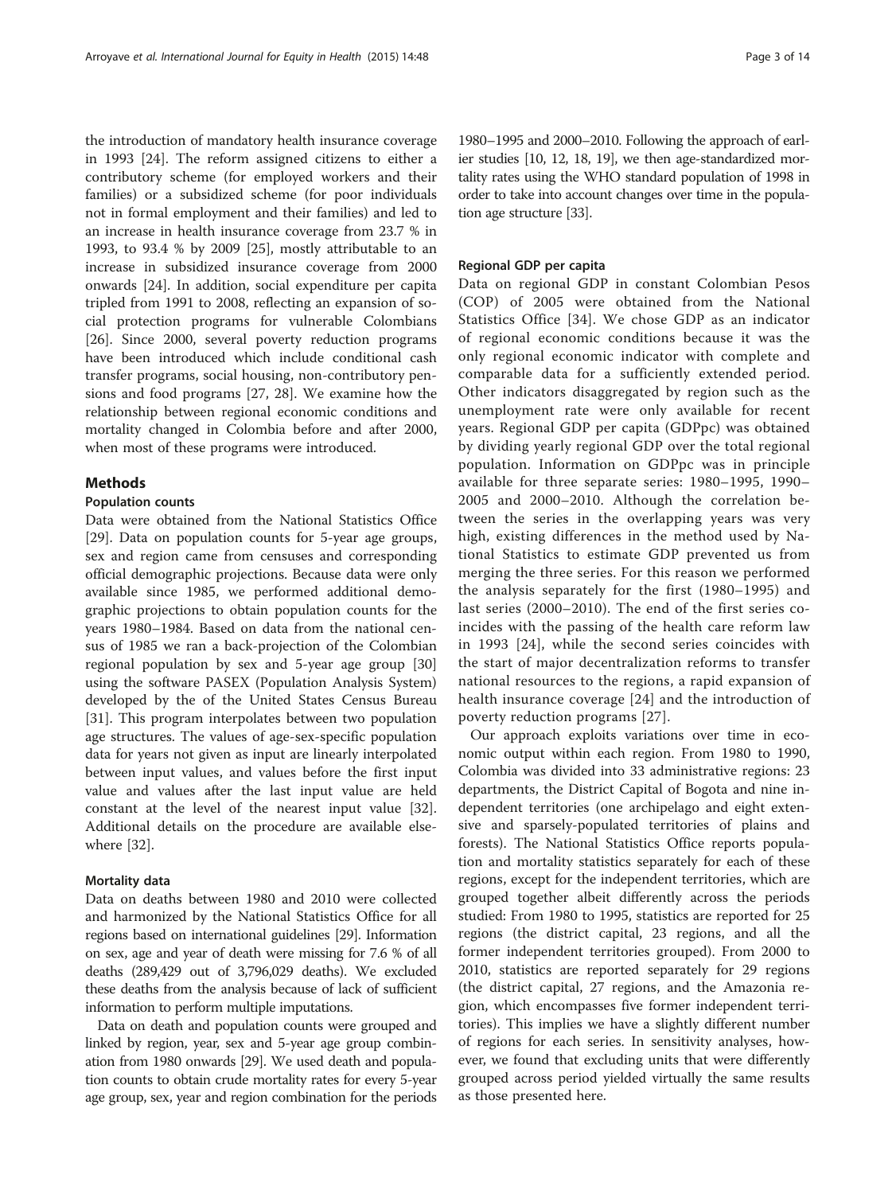the introduction of mandatory health insurance coverage in 1993 [24]. The reform assigned citizens to either a contributory scheme (for employed workers and their families) or a subsidized scheme (for poor individuals not in formal employment and their families) and led to an increase in health insurance coverage from 23.7 % in 1993, to 93.4 % by 2009 [25], mostly attributable to an increase in subsidized insurance coverage from 2000 onwards [24]. In addition, social expenditure per capita tripled from 1991 to 2008, reflecting an expansion of social protection programs for vulnerable Colombians [26]. Since 2000, several poverty reduction programs have been introduced which include conditional cash transfer programs, social housing, non-contributory pensions and food programs [27, 28]. We examine how the relationship between regional economic conditions and mortality changed in Colombia before and after 2000, when most of these programs were introduced.

## Methods

### Population counts

Data were obtained from the National Statistics Office [29]. Data on population counts for 5-year age groups, sex and region came from censuses and corresponding official demographic projections. Because data were only available since 1985, we performed additional demographic projections to obtain population counts for the years 1980–1984. Based on data from the national census of 1985 we ran a back-projection of the Colombian regional population by sex and 5-year age group [30] using the software PASEX (Population Analysis System) developed by the of the United States Census Bureau [31]. This program interpolates between two population age structures. The values of age-sex-specific population data for years not given as input are linearly interpolated between input values, and values before the first input value and values after the last input value are held constant at the level of the nearest input value [32]. Additional details on the procedure are available elsewhere [32].

### Mortality data

Data on deaths between 1980 and 2010 were collected and harmonized by the National Statistics Office for all regions based on international guidelines [29]. Information on sex, age and year of death were missing for 7.6 % of all deaths (289,429 out of 3,796,029 deaths). We excluded these deaths from the analysis because of lack of sufficient information to perform multiple imputations.

Data on death and population counts were grouped and linked by region, year, sex and 5-year age group combination from 1980 onwards [29]. We used death and population counts to obtain crude mortality rates for every 5-year age group, sex, year and region combination for the periods 1980–1995 and 2000–2010. Following the approach of earlier studies [10, 12, 18, 19], we then age-standardized mortality rates using the WHO standard population of 1998 in order to take into account changes over time in the population age structure [33].

### Regional GDP per capita

Data on regional GDP in constant Colombian Pesos (COP) of 2005 were obtained from the National Statistics Office [34]. We chose GDP as an indicator of regional economic conditions because it was the only regional economic indicator with complete and comparable data for a sufficiently extended period. Other indicators disaggregated by region such as the unemployment rate were only available for recent years. Regional GDP per capita (GDPpc) was obtained by dividing yearly regional GDP over the total regional population. Information on GDPpc was in principle available for three separate series: 1980–1995, 1990–2005 and 2000–2010. Although the correlation between the series in the overlapping years was very high, existing differences in the method used by National Statistics to estimate GDP prevented us from merging the three series. For this reason we performed the analysis separately for the first (1980–1995) and last series (2000–2010). The end of the first series coincides with the passing of the health care reform law in 1993 [24], while the second series coincides with the start of major decentralization reforms to transfer national resources to the regions, a rapid expansion of health insurance coverage [24] and the introduction of poverty reduction programs [27].

Our approach exploits variations over time in economic output within each region. From 1980 to 1990, Colombia was divided into 33 administrative regions: 23 departments, the District Capital of Bogota and nine independent territories (one archipelago and eight extensive and sparsely-populated territories of plains and forests). The National Statistics Office reports population and mortality statistics separately for each of these regions, except for the independent territories, which are grouped together albeit differently across the periods studied: From 1980 to 1995, statistics are reported for 25 regions (the district capital, 23 regions, and all the former independent territories grouped). From 2000 to 2010, statistics are reported separately for 29 regions (the district capital, 27 regions, and the Amazonia region, which encompasses five former independent territories). This implies we have a slightly different number of regions for each series. In sensitivity analyses, however, we found that excluding units that were differently grouped across period yielded virtually the same results as those presented here.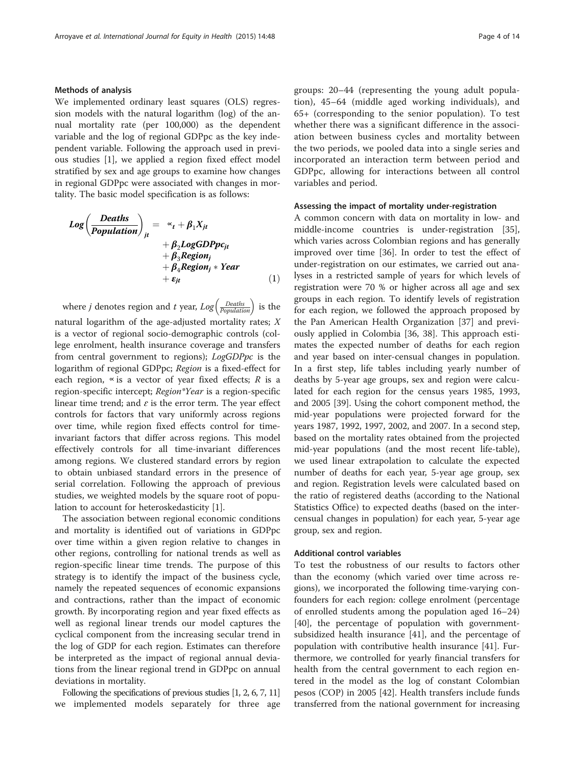### Methods of analysis

We implemented ordinary least squares (OLS) regression models with the natural logarithm (log) of the annual mortality rate (per 100,000) as the dependent variable and the log of regional GDPpc as the key independent variable. Following the approach used in previous studies [1], we applied a region fixed effect model stratified by sex and age groups to examine how changes in regional GDPpc were associated with changes in mortality. The basic model specification is as follows:

$$\boldsymbol{Log}\left(\frac{\boldsymbol{Deaths}}{\boldsymbol{Population}}\right)_{jt} = \propto_t + \boldsymbol{\beta}_1 \boldsymbol{X}_{jt} + \boldsymbol{\beta}_2 \boldsymbol{LogGDPpc}_{jt} + \boldsymbol{\beta}_3 \boldsymbol{Region}_j + \boldsymbol{\beta}_4 \boldsymbol{Region}_j * \boldsymbol{Year} + \boldsymbol{\varepsilon}_{jt} \quad (1)$$

where $j$ denotes region and $t$ year, $Log\left(\frac{Deaths}{Population}\right)$ is the natural logarithm of the age-adjusted mortality rates; $X$ is a vector of regional socio-demographic controls (college enrolment, health insurance coverage and transfers from central government to regions); *LogGDPpc* is the logarithm of regional GDPpc; *Region* is a fixed-effect for each region, $\propto$ is a vector of year fixed effects; $R$ is a region-specific intercept; *Region\*Year* is a region-specific linear time trend; and $\varepsilon$ is the error term. The year effect controls for factors that vary uniformly across regions over time, while region fixed effects control for time-invariant factors that differ across regions. This model effectively controls for all time-invariant differences among regions. We clustered standard errors by region to obtain unbiased standard errors in the presence of serial correlation. Following the approach of previous studies, we weighted models by the square root of population to account for heteroskedasticity [1].

The association between regional economic conditions and mortality is identified out of variations in GDPpc over time within a given region relative to changes in other regions, controlling for national trends as well as region-specific linear time trends. The purpose of this strategy is to identify the impact of the business cycle, namely the repeated sequences of economic expansions and contractions, rather than the impact of economic growth. By incorporating region and year fixed effects as well as regional linear trends our model captures the cyclical component from the increasing secular trend in the log of GDP for each region. Estimates can therefore be interpreted as the impact of regional annual deviations from the linear regional trend in GDPpc on annual deviations in mortality.

Following the specifications of previous studies [1, 2, 6, 7, 11] we implemented models separately for three age groups: 20–44 (representing the young adult population), 45–64 (middle aged working individuals), and 65+ (corresponding to the senior population). To test whether there was a significant difference in the association between business cycles and mortality between the two periods, we pooled data into a single series and incorporated an interaction term between period and GDPpc, allowing for interactions between all control variables and period.

### Assessing the impact of mortality under-registration

A common concern with data on mortality in low- and middle-income countries is under-registration [35], which varies across Colombian regions and has generally improved over time [36]. In order to test the effect of under-registration on our estimates, we carried out analyses in a restricted sample of years for which levels of registration were 70 % or higher across all age and sex groups in each region. To identify levels of registration for each region, we followed the approach proposed by the Pan American Health Organization [37] and previously applied in Colombia [36, 38]. This approach estimates the expected number of deaths for each region and year based on inter-censual changes in population. In a first step, life tables including yearly number of deaths by 5-year age groups, sex and region were calculated for each region for the census years 1985, 1993, and 2005 [39]. Using the cohort component method, the mid-year populations were projected forward for the years 1987, 1992, 1997, 2002, and 2007. In a second step, based on the mortality rates obtained from the projected mid-year populations (and the most recent life-table), we used linear extrapolation to calculate the expected number of deaths for each year, 5-year age group, sex and region. Registration levels were calculated based on the ratio of registered deaths (according to the National Statistics Office) to expected deaths (based on the inter-censual changes in population) for each year, 5-year age group, sex and region.

### Additional control variables

To test the robustness of our results to factors other than the economy (which varied over time across regions), we incorporated the following time-varying confounders for each region: college enrolment (percentage of enrolled students among the population aged 16–24) [40], the percentage of population with government-subsidized health insurance [41], and the percentage of population with contributive health insurance [41]. Furthermore, we controlled for yearly financial transfers for health from the central government to each region entered in the model as the log of constant Colombian pesos (COP) in 2005 [42]. Health transfers include funds transferred from the national government for increasing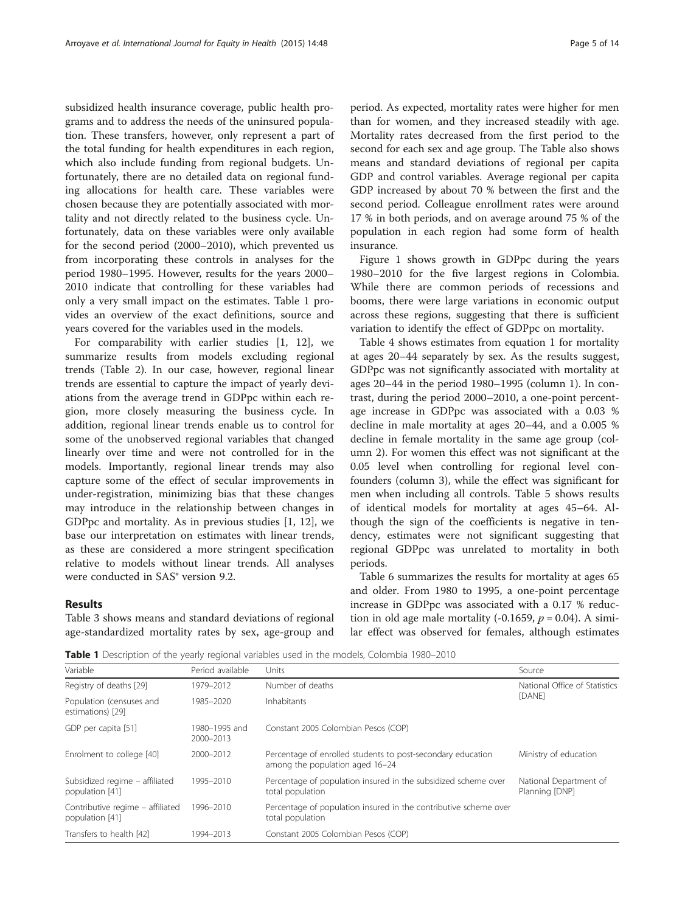subsidized health insurance coverage, public health programs and to address the needs of the uninsured population. These transfers, however, only represent a part of the total funding for health expenditures in each region, which also include funding from regional budgets. Unfortunately, there are no detailed data on regional funding allocations for health care. These variables were chosen because they are potentially associated with mortality and not directly related to the business cycle. Unfortunately, data on these variables were only available for the second period (2000–2010), which prevented us from incorporating these controls in analyses for the period 1980–1995. However, results for the years 2000–2010 indicate that controlling for these variables had only a very small impact on the estimates. Table 1 provides an overview of the exact definitions, source and years covered for the variables used in the models.

For comparability with earlier studies [1, 12], we summarize results from models excluding regional trends (Table 2). In our case, however, regional linear trends are essential to capture the impact of yearly deviations from the average trend in GDPpc within each region, more closely measuring the business cycle. In addition, regional linear trends enable us to control for some of the unobserved regional variables that changed linearly over time and were not controlled for in the models. Importantly, regional linear trends may also capture some of the effect of secular improvements in under-registration, minimizing bias that these changes may introduce in the relationship between changes in GDPpc and mortality. As in previous studies [1, 12], we base our interpretation on estimates with linear trends, as these are considered a more stringent specification relative to models without linear trends. All analyses were conducted in SAS® version 9.2.

## Results

Table 3 shows means and standard deviations of regional age-standardized mortality rates by sex, age-group and period. As expected, mortality rates were higher for men than for women, and they increased steadily with age. Mortality rates decreased from the first period to the second for each sex and age group. The Table also shows means and standard deviations of regional per capita GDP and control variables. Average regional per capita GDP increased by about 70 % between the first and the second period. Colleague enrollment rates were around 17 % in both periods, and on average around 75 % of the population in each region had some form of health insurance.

Figure 1 shows growth in GDPpc during the years 1980–2010 for the five largest regions in Colombia. While there are common periods of recessions and booms, there were large variations in economic output across these regions, suggesting that there is sufficient variation to identify the effect of GDPpc on mortality.

Table 4 shows estimates from equation 1 for mortality at ages 20–44 separately by sex. As the results suggest, GDPpc was not significantly associated with mortality at ages 20–44 in the period 1980–1995 (column 1). In contrast, during the period 2000–2010, a one-point percentage increase in GDPpc was associated with a 0.03 % decline in male mortality at ages 20–44, and a 0.005 % decline in female mortality in the same age group (column 2). For women this effect was not significant at the 0.05 level when controlling for regional level confounders (column 3), while the effect was significant for men when including all controls. Table 5 shows results of identical models for mortality at ages 45–64. Although the sign of the coefficients is negative in tendency, estimates were not significant suggesting that regional GDPpc was unrelated to mortality in both periods.

Table 6 summarizes the results for mortality at ages 65 and older. From 1980 to 1995, a one-point percentage increase in GDPpc was associated with a 0.17 % reduction in old age male mortality (-0.1659, $p = 0.04$). A similar effect was observed for females, although estimates

**Table 1** Description of the yearly regional variables used in the models, Colombia 1980–2010

| Variable | Period available | Units | Source |
|---|---|---|---|
| Registry of deaths [29] | 1979–2012 | Number of deaths | National Office of Statistics [DANE] |
| Population (censuses and estimations) [29] | 1985–2020 | Inhabitants | |
| GDP per capita [51] | 1980–1995 and 2000–2013 | Constant 2005 Colombian Pesos (COP) | |
| Enrolment to college [40] | 2000–2012 | Percentage of enrolled students to post-secondary education among the population aged 16–24 | Ministry of education |
| Subsidized regime – affiliated population [41] | 1995–2010 | Percentage of population insured in the subsidized scheme over total population | National Department of Planning [DNP] |
| Contributive regime – affiliated population [41] | 1996–2010 | Percentage of population insured in the contributive scheme over total population | |
| Transfers to health [42] | 1994–2013 | Constant 2005 Colombian Pesos (COP) | |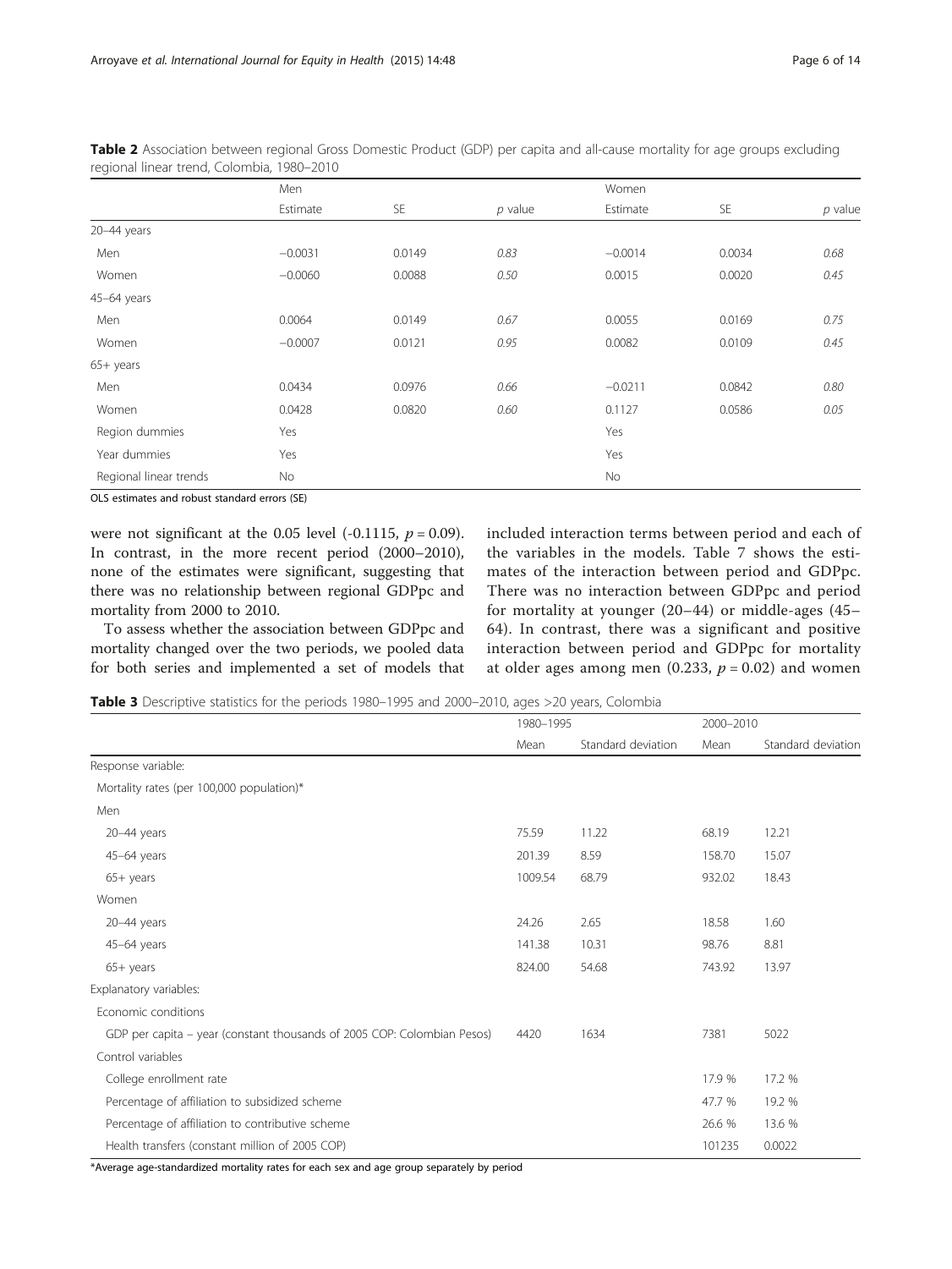**Table 2** Association between regional Gross Domestic Product (GDP) per capita and all-cause mortality for age groups excluding regional linear trend, Colombia, 1980–2010

| | Men | | | Women | | |
|---|---|---|---|---|---|---|
| | Estimate | SE | *p* value | Estimate | SE | *p* value |
| 20–44 years | | | | | | |
| Men | −0.0031 | 0.0149 | *0.83* | −0.0014 | 0.0034 | *0.68* |
| Women | −0.0060 | 0.0088 | *0.50* | 0.0015 | 0.0020 | *0.45* |
| 45–64 years | | | | | | |
| Men | 0.0064 | 0.0149 | *0.67* | 0.0055 | 0.0169 | *0.75* |
| Women | −0.0007 | 0.0121 | *0.95* | 0.0082 | 0.0109 | *0.45* |
| 65+ years | | | | | | |
| Men | 0.0434 | 0.0976 | *0.66* | −0.0211 | 0.0842 | *0.80* |
| Women | 0.0428 | 0.0820 | *0.60* | 0.1127 | 0.0586 | *0.05* |
| Region dummies | Yes | | | Yes | | |
| Year dummies | Yes | | | Yes | | |
| Regional linear trends | No | | | No | | |

OLS estimates and robust standard errors (SE)

were not significant at the 0.05 level (-0.1115, $p = 0.09$). In contrast, in the more recent period (2000–2010), none of the estimates were significant, suggesting that there was no relationship between regional GDPpc and mortality from 2000 to 2010.

To assess whether the association between GDPpc and mortality changed over the two periods, we pooled data for both series and implemented a set of models that included interaction terms between period and each of the variables in the models. Table 7 shows the estimates of the interaction between period and GDPpc. There was no interaction between GDPpc and period for mortality at younger (20–44) or middle-ages (45–64). In contrast, there was a significant and positive interaction between period and GDPpc for mortality at older ages among men (0.233, $p = 0.02$) and women

**Table 3** Descriptive statistics for the periods 1980–1995 and 2000–2010, ages >20 years, Colombia

| | 1980–1995 | | 2000–2010 | |
|---|---|---|---|---|
| | Mean | Standard deviation | Mean | Standard deviation |
| Response variable: | | | | |
| Mortality rates (per 100,000 population)* | | | | |
| Men | | | | |
| 20–44 years | 75.59 | 11.22 | 68.19 | 12.21 |
| 45–64 years | 201.39 | 8.59 | 158.70 | 15.07 |
| 65+ years | 1009.54 | 68.79 | 932.02 | 18.43 |
| Women | | | | |
| 20–44 years | 24.26 | 2.65 | 18.58 | 1.60 |
| 45–64 years | 141.38 | 10.31 | 98.76 | 8.81 |
| 65+ years | 824.00 | 54.68 | 743.92 | 13.97 |
| Explanatory variables: | | | | |
| Economic conditions | | | | |
| GDP per capita – year (constant thousands of 2005 COP: Colombian Pesos) | 4420 | 1634 | 7381 | 5022 |
| Control variables | | | | |
| College enrollment rate | | | 17.9 % | 17.2 % |
| Percentage of affiliation to subsidized scheme | | | 47.7 % | 19.2 % |
| Percentage of affiliation to contributive scheme | | | 26.6 % | 13.6 % |
| Health transfers (constant million of 2005 COP) | | | 101235 | 0.0022 |

*Average age-standardized mortality rates for each sex and age group separately by period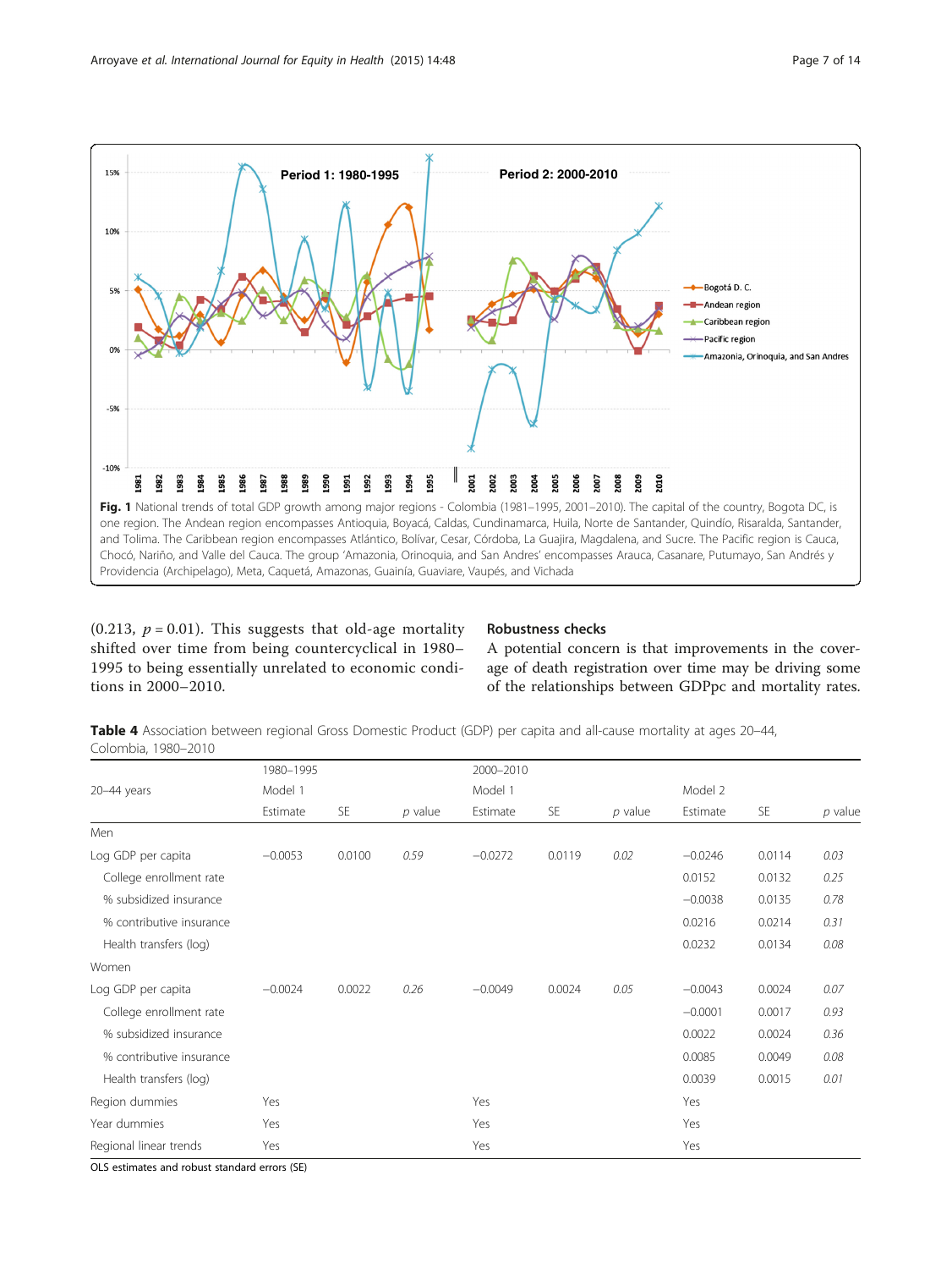**Fig. 1** National trends of total GDP growth among major regions - Colombia (1981–1995, 2001–2010). The capital of the country, Bogota DC, is one region. The Andean region encompasses Antioquia, Boyacá, Caldas, Cundinamarca, Huila, Norte de Santander, Quindío, Risaralda, Santander, and Tolima. The Caribbean region encompasses Atlántico, Bolívar, Cesar, Córdoba, La Guajira, Magdalena, and Sucre. The Pacific region is Cauca, Chocó, Nariño, and Valle del Cauca. The group 'Amazonia, Orinoquia, and San Andres' encompasses Arauca, Casanare, Putumayo, San Andrés y Providencia (Archipelago), Meta, Caquetá, Amazonas, Guainía, Guaviare, Vaupés, and Vichada

(0.213, $p = 0.01$). This suggests that old-age mortality shifted over time from being countercyclical in 1980–1995 to being essentially unrelated to economic conditions in 2000–2010.

### Robustness checks

A potential concern is that improvements in the coverage of death registration over time may be driving some of the relationships between GDPpc and mortality rates.

**Table 4** Association between regional Gross Domestic Product (GDP) per capita and all-cause mortality at ages 20–44, Colombia, 1980–2010

| 20–44 years | 1980–1995 | | | 2000–2010 | | | | | |
|---|---|---|---|---|---|---|---|---|---|
| | Model 1 | | | Model 1 | | | Model 2 | | |
| | Estimate | SE | *p* value | Estimate | SE | *p* value | Estimate | SE | *p* value |
| Men | | | | | | | | | |
| Log GDP per capita | −0.0053 | 0.0100 | *0.59* | −0.0272 | 0.0119 | *0.02* | −0.0246 | 0.0114 | *0.03* |
| College enrollment rate | | | | | | | 0.0152 | 0.0132 | *0.25* |
| % subsidized insurance | | | | | | | −0.0038 | 0.0135 | *0.78* |
| % contributive insurance | | | | | | | 0.0216 | 0.0214 | *0.31* |
| Health transfers (log) | | | | | | | 0.0232 | 0.0134 | *0.08* |
| Women | | | | | | | | | |
| Log GDP per capita | −0.0024 | 0.0022 | *0.26* | −0.0049 | 0.0024 | *0.05* | −0.0043 | 0.0024 | *0.07* |
| College enrollment rate | | | | | | | −0.0001 | 0.0017 | *0.93* |
| % subsidized insurance | | | | | | | 0.0022 | 0.0024 | *0.36* |
| % contributive insurance | | | | | | | 0.0085 | 0.0049 | *0.08* |
| Health transfers (log) | | | | | | | 0.0039 | 0.0015 | *0.01* |
| Region dummies | Yes | | | Yes | | | Yes | | |
| Year dummies | Yes | | | Yes | | | Yes | | |
| Regional linear trends | Yes | | | Yes | | | Yes | | |

OLS estimates and robust standard errors (SE)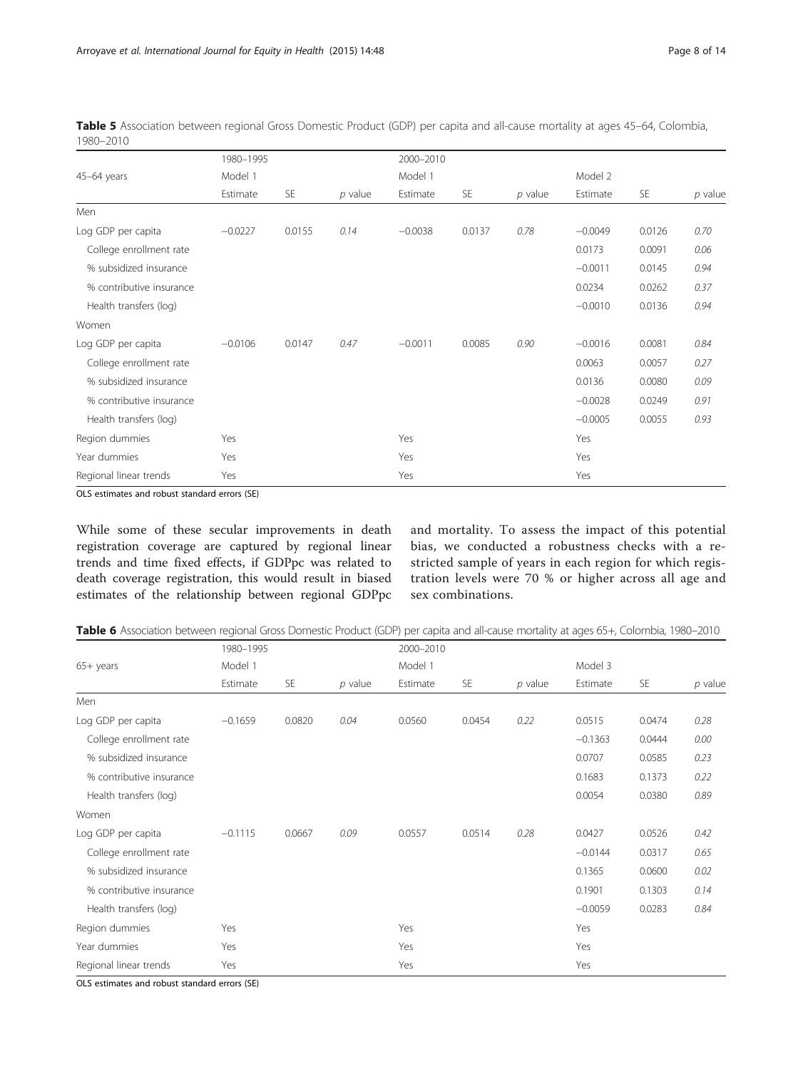**Table 5** Association between regional Gross Domestic Product (GDP) per capita and all-cause mortality at ages 45–64, Colombia, 1980–2010

| | 1980–1995 | | | 2000–2010 | | | | | |
|---|---|---|---|---|---|---|---|---|---|
| 45–64 years | Model 1 | | | Model 1 | | | Model 2 | | |
| | Estimate | SE | *p* value | Estimate | SE | *p* value | Estimate | SE | *p* value |
| Men | | | | | | | | | |
| Log GDP per capita | −0.0227 | 0.0155 | *0.14* | −0.0038 | 0.0137 | *0.78* | −0.0049 | 0.0126 | *0.70* |
| College enrollment rate | | | | | | | 0.0173 | 0.0091 | *0.06* |
| % subsidized insurance | | | | | | | −0.0011 | 0.0145 | *0.94* |
| % contributive insurance | | | | | | | 0.0234 | 0.0262 | *0.37* |
| Health transfers (log) | | | | | | | −0.0010 | 0.0136 | *0.94* |
| Women | | | | | | | | | |
| Log GDP per capita | −0.0106 | 0.0147 | *0.47* | −0.0011 | 0.0085 | *0.90* | −0.0016 | 0.0081 | *0.84* |
| College enrollment rate | | | | | | | 0.0063 | 0.0057 | *0.27* |
| % subsidized insurance | | | | | | | 0.0136 | 0.0080 | *0.09* |
| % contributive insurance | | | | | | | −0.0028 | 0.0249 | *0.91* |
| Health transfers (log) | | | | | | | −0.0005 | 0.0055 | *0.93* |
| Region dummies | Yes | | | Yes | | | Yes | | |
| Year dummies | Yes | | | Yes | | | Yes | | |
| Regional linear trends | Yes | | | Yes | | | Yes | | |

OLS estimates and robust standard errors (SE)

While some of these secular improvements in death registration coverage are captured by regional linear trends and time fixed effects, if GDPpc was related to death coverage registration, this would result in biased estimates of the relationship between regional GDPpc and mortality. To assess the impact of this potential bias, we conducted a robustness checks with a restricted sample of years in each region for which registration levels were 70 % or higher across all age and sex combinations.

**Table 6** Association between regional Gross Domestic Product (GDP) per capita and all-cause mortality at ages 65+, Colombia, 1980–2010

| | 1980–1995 | | | 2000–2010 | | | | | |
|---|---|---|---|---|---|---|---|---|---|
| 65+ years | Model 1 | | | Model 1 | | | Model 3 | | |
| | Estimate | SE | *p* value | Estimate | SE | *p* value | Estimate | SE | *p* value |
| Men | | | | | | | | | |
| Log GDP per capita | −0.1659 | 0.0820 | *0.04* | 0.0560 | 0.0454 | *0.22* | 0.0515 | 0.0474 | *0.28* |
| College enrollment rate | | | | | | | −0.1363 | 0.0444 | *0.00* |
| % subsidized insurance | | | | | | | 0.0707 | 0.0585 | *0.23* |
| % contributive insurance | | | | | | | 0.1683 | 0.1373 | *0.22* |
| Health transfers (log) | | | | | | | 0.0054 | 0.0380 | *0.89* |
| Women | | | | | | | | | |
| Log GDP per capita | −0.1115 | 0.0667 | *0.09* | 0.0557 | 0.0514 | *0.28* | 0.0427 | 0.0526 | *0.42* |
| College enrollment rate | | | | | | | −0.0144 | 0.0317 | *0.65* |
| % subsidized insurance | | | | | | | 0.1365 | 0.0600 | *0.02* |
| % contributive insurance | | | | | | | 0.1901 | 0.1303 | *0.14* |
| Health transfers (log) | | | | | | | −0.0059 | 0.0283 | *0.84* |
| Region dummies | Yes | | | Yes | | | Yes | | |
| Year dummies | Yes | | | Yes | | | Yes | | |
| Regional linear trends | Yes | | | Yes | | | Yes | | |

OLS estimates and robust standard errors (SE)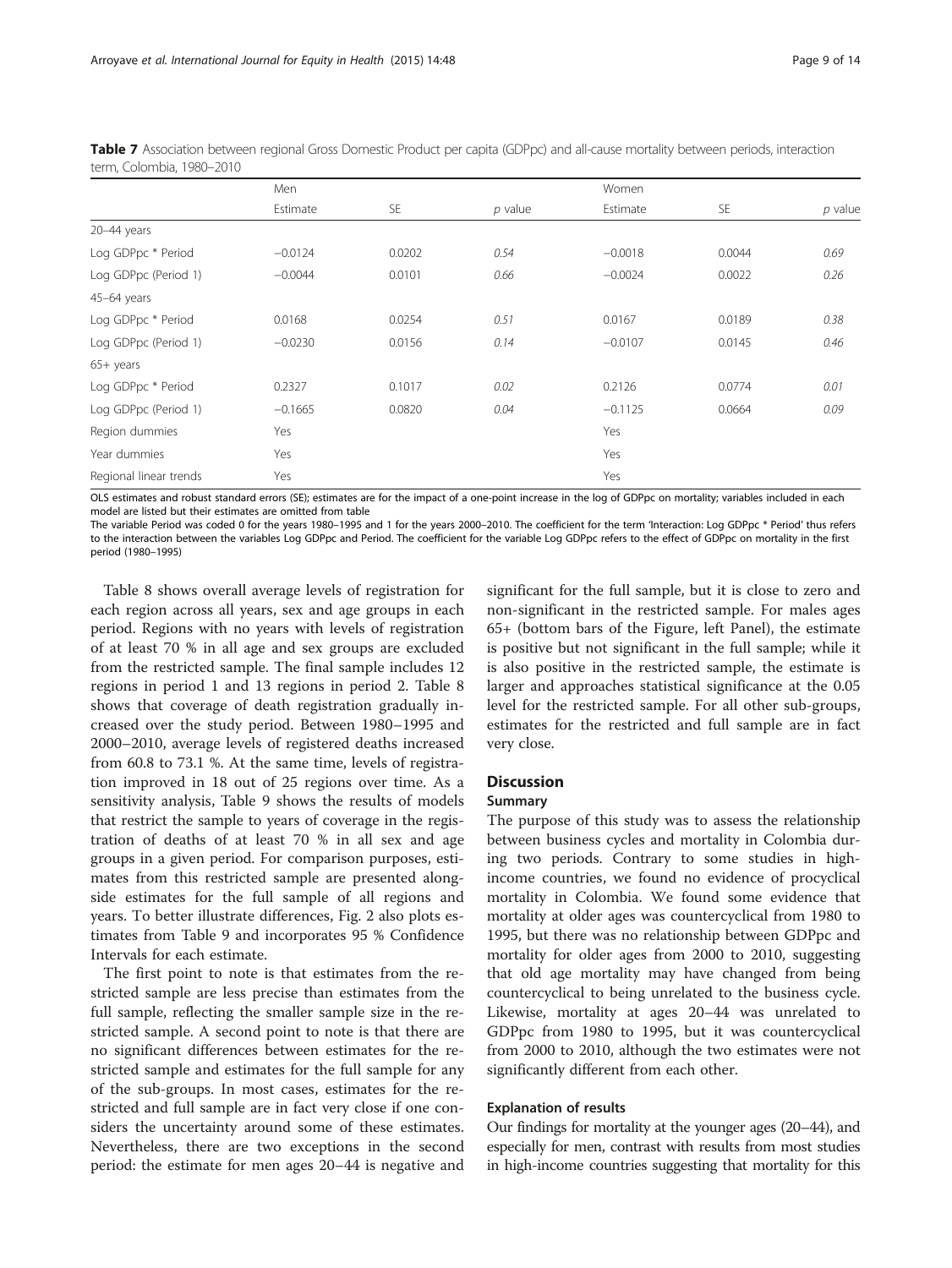**Table 7** Association between regional Gross Domestic Product per capita (GDPpc) and all-cause mortality between periods, interaction term, Colombia, 1980–2010

| | Men | | | Women | | |
|---|---|---|---|---|---|---|
| | Estimate | SE | *p* value | Estimate | SE | *p* value |
| 20–44 years | | | | | | |
| Log GDPpc * Period | −0.0124 | 0.0202 | *0.54* | −0.0018 | 0.0044 | *0.69* |
| Log GDPpc (Period 1) | −0.0044 | 0.0101 | *0.66* | −0.0024 | 0.0022 | *0.26* |
| 45–64 years | | | | | | |
| Log GDPpc * Period | 0.0168 | 0.0254 | *0.51* | 0.0167 | 0.0189 | *0.38* |
| Log GDPpc (Period 1) | −0.0230 | 0.0156 | *0.14* | −0.0107 | 0.0145 | *0.46* |
| 65+ years | | | | | | |
| Log GDPpc * Period | 0.2327 | 0.1017 | *0.02* | 0.2126 | 0.0774 | *0.01* |
| Log GDPpc (Period 1) | −0.1665 | 0.0820 | *0.04* | −0.1125 | 0.0664 | *0.09* |
| Region dummies | Yes | | | Yes | | |
| Year dummies | Yes | | | Yes | | |
| Regional linear trends | Yes | | | Yes | | |

OLS estimates and robust standard errors (SE); estimates are for the impact of a one-point increase in the log of GDPpc on mortality; variables included in each model are listed but their estimates are omitted from table

The variable Period was coded 0 for the years 1980–1995 and 1 for the years 2000–2010. The coefficient for the term 'Interaction: Log GDPpc * Period' thus refers to the interaction between the variables Log GDPpc and Period. The coefficient for the variable Log GDPpc refers to the effect of GDPpc on mortality in the first period (1980–1995)

Table 8 shows overall average levels of registration for each region across all years, sex and age groups in each period. Regions with no years with levels of registration of at least 70 % in all age and sex groups are excluded from the restricted sample. The final sample includes 12 regions in period 1 and 13 regions in period 2. Table 8 shows that coverage of death registration gradually increased over the study period. Between 1980–1995 and 2000–2010, average levels of registered deaths increased from 60.8 to 73.1 %. At the same time, levels of registration improved in 18 out of 25 regions over time. As a sensitivity analysis, Table 9 shows the results of models that restrict the sample to years of coverage in the registration of deaths of at least 70 % in all sex and age groups in a given period. For comparison purposes, estimates from this restricted sample are presented alongside estimates for the full sample of all regions and years. To better illustrate differences, Fig. 2 also plots estimates from Table 9 and incorporates 95 % Confidence Intervals for each estimate.

The first point to note is that estimates from the restricted sample are less precise than estimates from the full sample, reflecting the smaller sample size in the restricted sample. A second point to note is that there are no significant differences between estimates for the restricted sample and estimates for the full sample for any of the sub-groups. In most cases, estimates for the restricted and full sample are in fact very close if one considers the uncertainty around some of these estimates. Nevertheless, there are two exceptions in the second period: the estimate for men ages 20–44 is negative and significant for the full sample, but it is close to zero and non-significant in the restricted sample. For males ages 65+ (bottom bars of the Figure, left Panel), the estimate is positive but not significant in the full sample; while it is also positive in the restricted sample, the estimate is larger and approaches statistical significance at the 0.05 level for the restricted sample. For all other sub-groups, estimates for the restricted and full sample are in fact very close.

## Discussion

### Summary

The purpose of this study was to assess the relationship between business cycles and mortality in Colombia during two periods. Contrary to some studies in high-income countries, we found no evidence of procyclical mortality in Colombia. We found some evidence that mortality at older ages was countercyclical from 1980 to 1995, but there was no relationship between GDPpc and mortality for older ages from 2000 to 2010, suggesting that old age mortality may have changed from being countercyclical to being unrelated to the business cycle. Likewise, mortality at ages 20–44 was unrelated to GDPpc from 1980 to 1995, but it was countercyclical from 2000 to 2010, although the two estimates were not significantly different from each other.

### Explanation of results

Our findings for mortality at the younger ages (20–44), and especially for men, contrast with results from most studies in high-income countries suggesting that mortality for this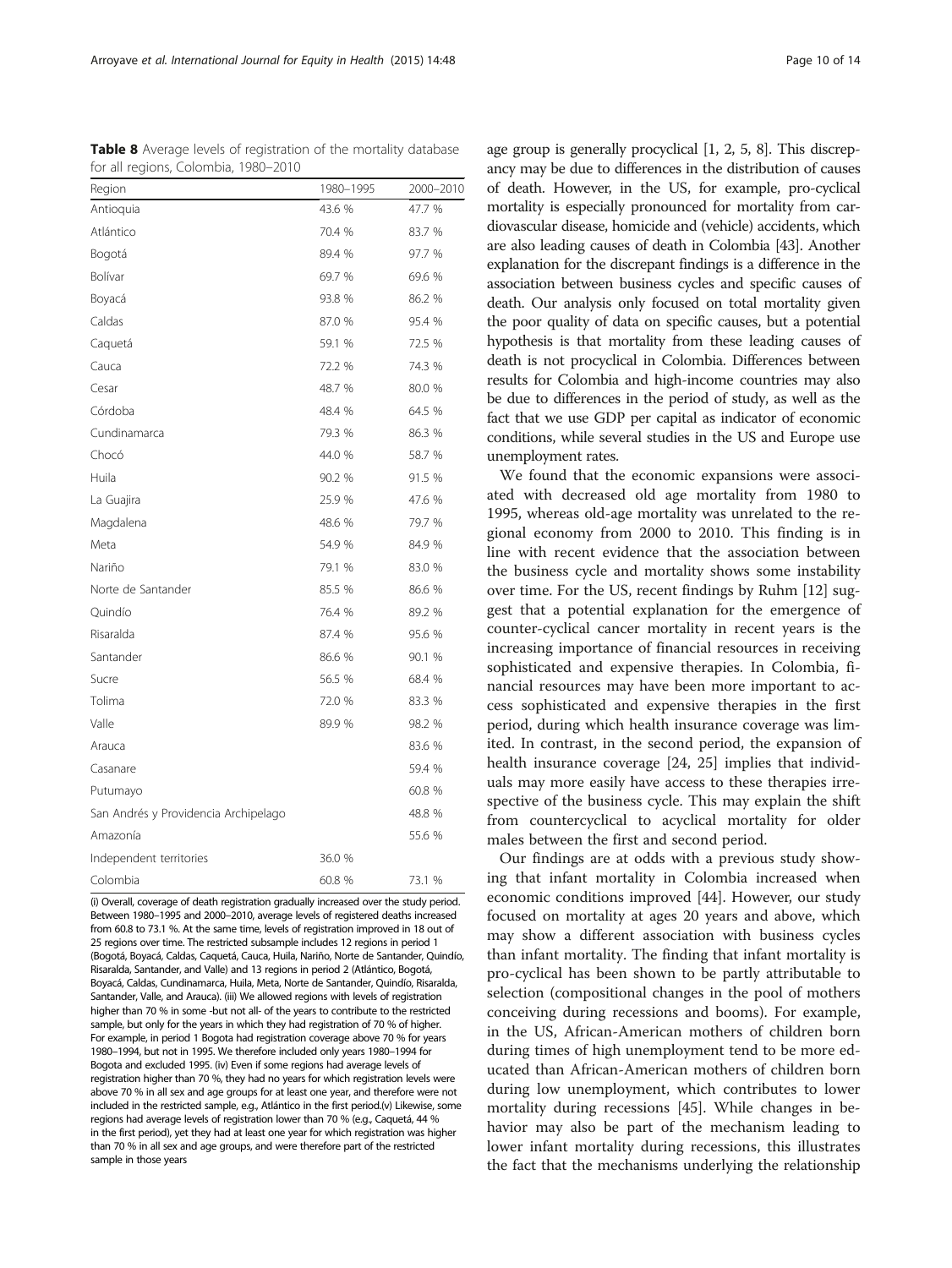**Table 8** Average levels of registration of the mortality database for all regions, Colombia, 1980–2010

| Region | 1980–1995 | 2000–2010 |
|---|---|---|
| Antioquia | 43.6 % | 47.7 % |
| Atlántico | 70.4 % | 83.7 % |
| Bogotá | 89.4 % | 97.7 % |
| Bolívar | 69.7 % | 69.6 % |
| Boyacá | 93.8 % | 86.2 % |
| Caldas | 87.0 % | 95.4 % |
| Caquetá | 59.1 % | 72.5 % |
| Cauca | 72.2 % | 74.3 % |
| Cesar | 48.7 % | 80.0 % |
| Córdoba | 48.4 % | 64.5 % |
| Cundinamarca | 79.3 % | 86.3 % |
| Chocó | 44.0 % | 58.7 % |
| Huila | 90.2 % | 91.5 % |
| La Guajira | 25.9 % | 47.6 % |
| Magdalena | 48.6 % | 79.7 % |
| Meta | 54.9 % | 84.9 % |
| Nariño | 79.1 % | 83.0 % |
| Norte de Santander | 85.5 % | 86.6 % |
| Quindío | 76.4 % | 89.2 % |
| Risaralda | 87.4 % | 95.6 % |
| Santander | 86.6 % | 90.1 % |
| Sucre | 56.5 % | 68.4 % |
| Tolima | 72.0 % | 83.3 % |
| Valle | 89.9 % | 98.2 % |
| Arauca | | 83.6 % |
| Casanare | | 59.4 % |
| Putumayo | | 60.8 % |
| San Andrés y Providencia Archipelago | | 48.8 % |
| Amazonía | | 55.6 % |
| Independent territories | 36.0 % | |
| Colombia | 60.8 % | 73.1 % |

(i) Overall, coverage of death registration gradually increased over the study period. Between 1980–1995 and 2000–2010, average levels of registered deaths increased from 60.8 to 73.1 %. At the same time, levels of registration improved in 18 out of 25 regions over time. The restricted subsample includes 12 regions in period 1 (Bogotá, Boyacá, Caldas, Caquetá, Cauca, Huila, Nariño, Norte de Santander, Quindío, Risaralda, Santander, and Valle) and 13 regions in period 2 (Atlántico, Bogotá, Boyacá, Caldas, Cundinamarca, Huila, Meta, Norte de Santander, Quindío, Risaralda, Santander, Valle, and Arauca). (iii) We allowed regions with levels of registration higher than 70 % in some -but not all- of the years to contribute to the restricted sample, but only for the years in which they had registration of 70 % of higher. For example, in period 1 Bogota had registration coverage above 70 % for years 1980–1994, but not in 1995. We therefore included only years 1980–1994 for Bogota and excluded 1995. (iv) Even if some regions had average levels of registration higher than 70 %, they had no years for which registration levels were above 70 % in all sex and age groups for at least one year, and therefore were not included in the restricted sample, e.g., Atlántico in the first period.(v) Likewise, some regions had average levels of registration lower than 70 % (e.g., Caquetá, 44 % in the first period), yet they had at least one year for which registration was higher than 70 % in all sex and age groups, and were therefore part of the restricted sample in those years

age group is generally procyclical [1, 2, 5, 8]. This discrepancy may be due to differences in the distribution of causes of death. However, in the US, for example, pro-cyclical mortality is especially pronounced for mortality from cardiovascular disease, homicide and (vehicle) accidents, which are also leading causes of death in Colombia [43]. Another explanation for the discrepant findings is a difference in the association between business cycles and specific causes of death. Our analysis only focused on total mortality given the poor quality of data on specific causes, but a potential hypothesis is that mortality from these leading causes of death is not procyclical in Colombia. Differences between results for Colombia and high-income countries may also be due to differences in the period of study, as well as the fact that we use GDP per capital as indicator of economic conditions, while several studies in the US and Europe use unemployment rates.

We found that the economic expansions were associated with decreased old age mortality from 1980 to 1995, whereas old-age mortality was unrelated to the regional economy from 2000 to 2010. This finding is in line with recent evidence that the association between the business cycle and mortality shows some instability over time. For the US, recent findings by Ruhm [12] suggest that a potential explanation for the emergence of counter-cyclical cancer mortality in recent years is the increasing importance of financial resources in receiving sophisticated and expensive therapies. In Colombia, financial resources may have been more important to access sophisticated and expensive therapies in the first period, during which health insurance coverage was limited. In contrast, in the second period, the expansion of health insurance coverage [24, 25] implies that individuals may more easily have access to these therapies irrespective of the business cycle. This may explain the shift from countercyclical to acyclical mortality for older males between the first and second period.

Our findings are at odds with a previous study showing that infant mortality in Colombia increased when economic conditions improved [44]. However, our study focused on mortality at ages 20 years and above, which may show a different association with business cycles than infant mortality. The finding that infant mortality is pro-cyclical has been shown to be partly attributable to selection (compositional changes in the pool of mothers conceiving during recessions and booms). For example, in the US, African-American mothers of children born during times of high unemployment tend to be more educated than African-American mothers of children born during low unemployment, which contributes to lower mortality during recessions [45]. While changes in behavior may also be part of the mechanism leading to lower infant mortality during recessions, this illustrates the fact that the mechanisms underlying the relationship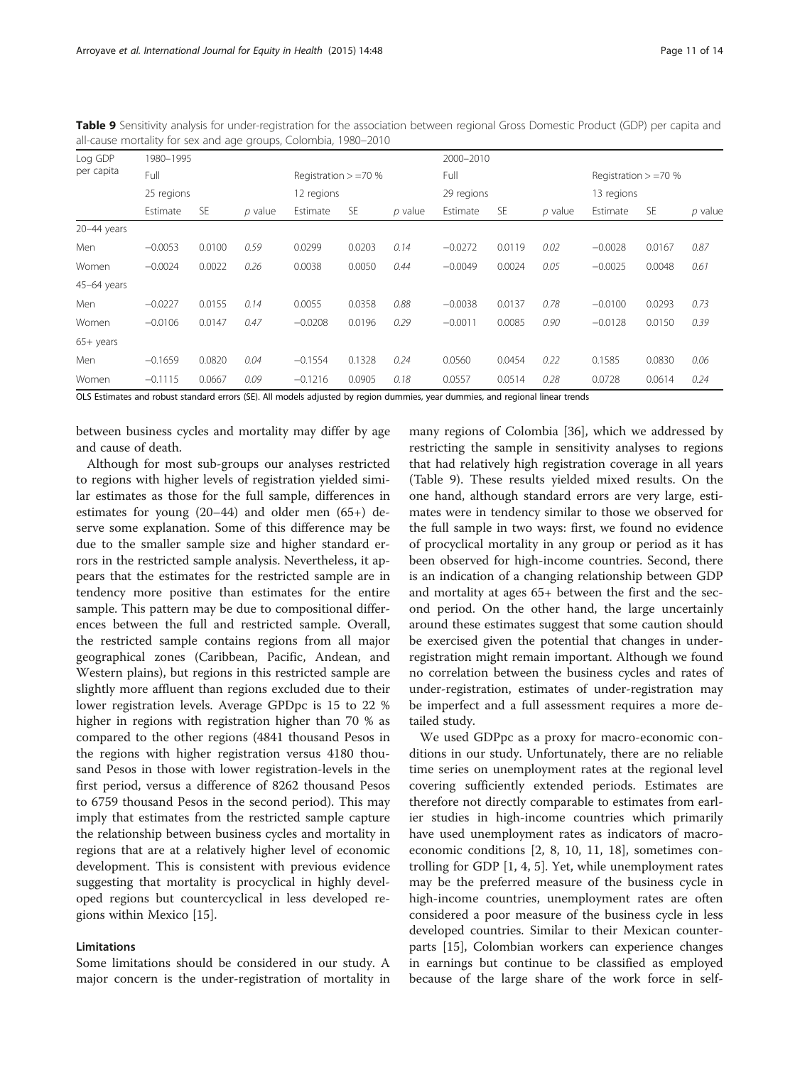**Table 9** Sensitivity analysis for under-registration for the association between regional Gross Domestic Product (GDP) per capita and all-cause mortality for sex and age groups, Colombia, 1980–2010

| Log GDP per capita | 1980–1995 | | | | | | 2000–2010 | | | | | |
|---|---|---|---|---|---|---|---|---|---|---|---|---|
| | Full | | | Registration > =70 % | | | Full | | | Registration > =70 % | | |
| | 25 regions | | | 12 regions | | | 29 regions | | | 13 regions | | |
| | Estimate | SE | *p* value | Estimate | SE | *p* value | Estimate | SE | *p* value | Estimate | SE | *p* value |
| 20–44 years | | | | | | | | | | | | |
| Men | −0.0053 | 0.0100 | *0.59* | 0.0299 | 0.0203 | *0.14* | −0.0272 | 0.0119 | *0.02* | −0.0028 | 0.0167 | *0.87* |
| Women | −0.0024 | 0.0022 | *0.26* | 0.0038 | 0.0050 | *0.44* | −0.0049 | 0.0024 | *0.05* | −0.0025 | 0.0048 | *0.61* |
| 45–64 years | | | | | | | | | | | | |
| Men | −0.0227 | 0.0155 | *0.14* | 0.0055 | 0.0358 | *0.88* | −0.0038 | 0.0137 | *0.78* | −0.0100 | 0.0293 | *0.73* |
| Women | −0.0106 | 0.0147 | *0.47* | −0.0208 | 0.0196 | *0.29* | −0.0011 | 0.0085 | *0.90* | −0.0128 | 0.0150 | *0.39* |
| 65+ years | | | | | | | | | | | | |
| Men | −0.1659 | 0.0820 | *0.04* | −0.1554 | 0.1328 | *0.24* | 0.0560 | 0.0454 | *0.22* | 0.1585 | 0.0830 | *0.06* |
| Women | −0.1115 | 0.0667 | *0.09* | −0.1216 | 0.0905 | *0.18* | 0.0557 | 0.0514 | *0.28* | 0.0728 | 0.0614 | *0.24* |

OLS Estimates and robust standard errors (SE). All models adjusted by region dummies, year dummies, and regional linear trends

between business cycles and mortality may differ by age and cause of death.

Although for most sub-groups our analyses restricted to regions with higher levels of registration yielded similar estimates as those for the full sample, differences in estimates for young (20–44) and older men (65+) deserve some explanation. Some of this difference may be due to the smaller sample size and higher standard errors in the restricted sample analysis. Nevertheless, it appears that the estimates for the restricted sample are in tendency more positive than estimates for the entire sample. This pattern may be due to compositional differences between the full and restricted sample. Overall, the restricted sample contains regions from all major geographical zones (Caribbean, Pacific, Andean, and Western plains), but regions in this restricted sample are slightly more affluent than regions excluded due to their lower registration levels. Average GPDpc is 15 to 22 % higher in regions with registration higher than 70 % as compared to the other regions (4841 thousand Pesos in the regions with higher registration versus 4180 thousand Pesos in those with lower registration-levels in the first period, versus a difference of 8262 thousand Pesos to 6759 thousand Pesos in the second period). This may imply that estimates from the restricted sample capture the relationship between business cycles and mortality in regions that are at a relatively higher level of economic development. This is consistent with previous evidence suggesting that mortality is procyclical in highly developed regions but countercyclical in less developed regions within Mexico [15].

### Limitations

Some limitations should be considered in our study. A major concern is the under-registration of mortality in many regions of Colombia [36], which we addressed by restricting the sample in sensitivity analyses to regions that had relatively high registration coverage in all years (Table 9). These results yielded mixed results. On the one hand, although standard errors are very large, estimates were in tendency similar to those we observed for the full sample in two ways: first, we found no evidence of procyclical mortality in any group or period as it has been observed for high-income countries. Second, there is an indication of a changing relationship between GDP and mortality at ages 65+ between the first and the second period. On the other hand, the large uncertainly around these estimates suggest that some caution should be exercised given the potential that changes in under-registration might remain important. Although we found no correlation between the business cycles and rates of under-registration, estimates of under-registration may be imperfect and a full assessment requires a more detailed study.

We used GDPpc as a proxy for macro-economic conditions in our study. Unfortunately, there are no reliable time series on unemployment rates at the regional level covering sufficiently extended periods. Estimates are therefore not directly comparable to estimates from earlier studies in high-income countries which primarily have used unemployment rates as indicators of macroeconomic conditions [2, 8, 10, 11, 18], sometimes controlling for GDP [1, 4, 5]. Yet, while unemployment rates may be the preferred measure of the business cycle in high-income countries, unemployment rates are often considered a poor measure of the business cycle in less developed countries. Similar to their Mexican counterparts [15], Colombian workers can experience changes in earnings but continue to be classified as employed because of the large share of the work force in self-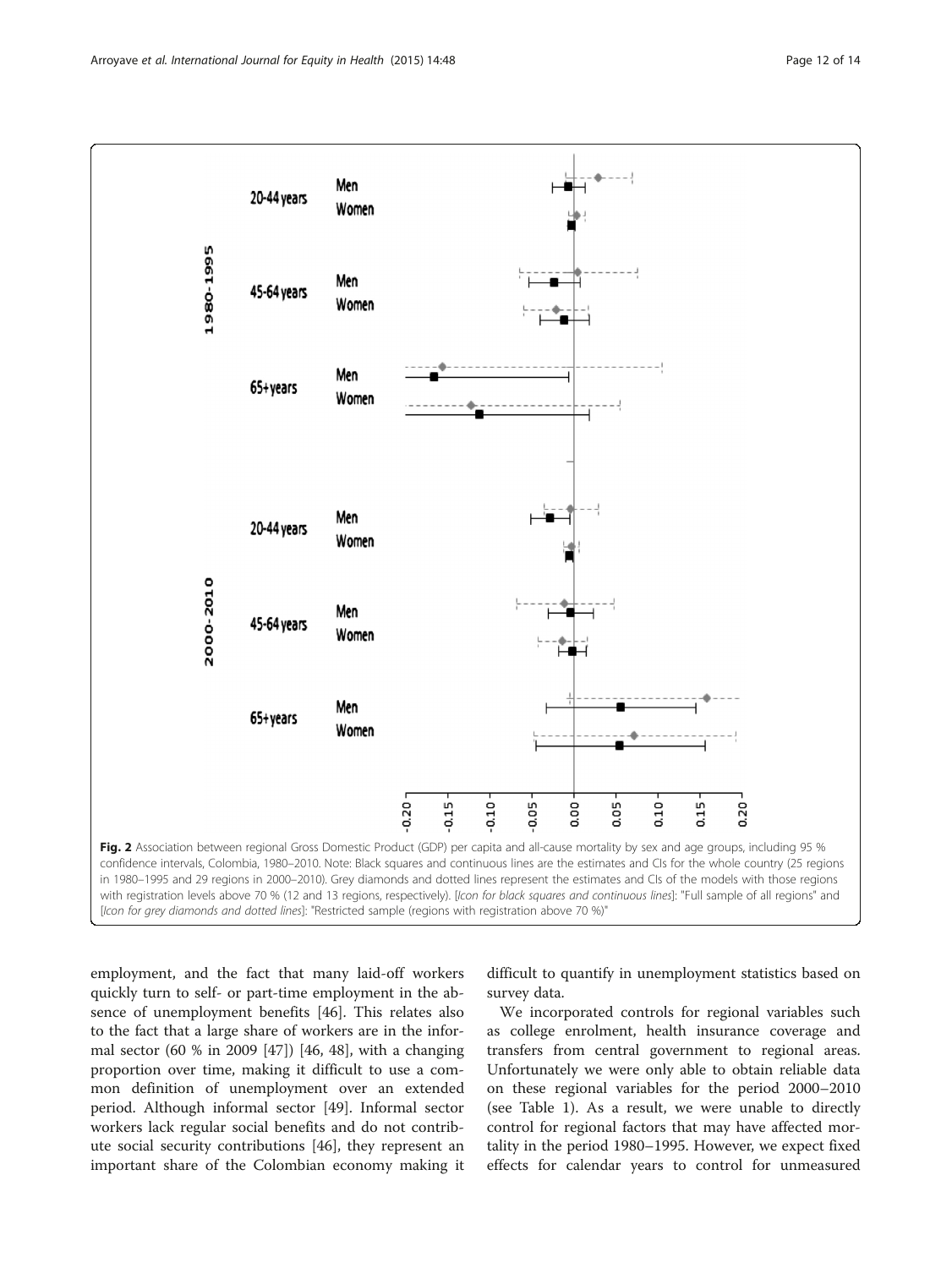**Fig. 2** Association between regional Gross Domestic Product (GDP) per capita and all-cause mortality by sex and age groups, including 95 % confidence intervals, Colombia, 1980–2010. Note: Black squares and continuous lines are the estimates and CIs for the whole country (25 regions in 1980–1995 and 29 regions in 2000–2010). Grey diamonds and dotted lines represent the estimates and CIs of the models with those regions with registration levels above 70 % (12 and 13 regions, respectively). [*Icon for black squares and continuous lines*]: "Full sample of all regions" and [*Icon for grey diamonds and dotted lines*]: "Restricted sample (regions with registration above 70 %)"

employment, and the fact that many laid-off workers quickly turn to self- or part-time employment in the absence of unemployment benefits [46]. This relates also to the fact that a large share of workers are in the informal sector (60 % in 2009 [47]) [46, 48], with a changing proportion over time, making it difficult to use a common definition of unemployment over an extended period. Although informal sector [49]. Informal sector workers lack regular social benefits and do not contribute social security contributions [46], they represent an important share of the Colombian economy making it difficult to quantify in unemployment statistics based on survey data.

We incorporated controls for regional variables such as college enrolment, health insurance coverage and transfers from central government to regional areas. Unfortunately we were only able to obtain reliable data on these regional variables for the period 2000–2010 (see Table 1). As a result, we were unable to directly control for regional factors that may have affected mortality in the period 1980–1995. However, we expect fixed effects for calendar years to control for unmeasured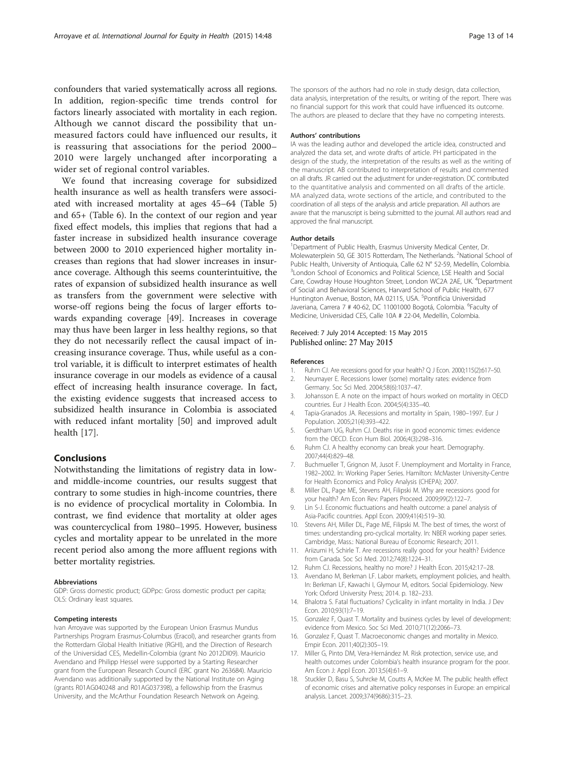confounders that varied systematically across all regions. In addition, region-specific time trends control for factors linearly associated with mortality in each region. Although we cannot discard the possibility that unmeasured factors could have influenced our results, it is reassuring that associations for the period 2000–2010 were largely unchanged after incorporating a wider set of regional control variables.

We found that increasing coverage for subsidized health insurance as well as health transfers were associated with increased mortality at ages 45–64 (Table 5) and 65+ (Table 6). In the context of our region and year fixed effect models, this implies that regions that had a faster increase in subsidized health insurance coverage between 2000 to 2010 experienced higher mortality increases than regions that had slower increases in insurance coverage. Although this seems counterintuitive, the rates of expansion of subsidized health insurance as well as transfers from the government were selective with worse-off regions being the focus of larger efforts towards expanding coverage [49]. Increases in coverage may thus have been larger in less healthy regions, so that they do not necessarily reflect the causal impact of increasing insurance coverage. Thus, while useful as a control variable, it is difficult to interpret estimates of health insurance coverage in our models as evidence of a causal effect of increasing health insurance coverage. In fact, the existing evidence suggests that increased access to subsidized health insurance in Colombia is associated with reduced infant mortality [50] and improved adult health [17].

## Conclusions

Notwithstanding the limitations of registry data in low- and middle-income countries, our results suggest that contrary to some studies in high-income countries, there is no evidence of procyclical mortality in Colombia. In contrast, we find evidence that mortality at older ages was countercyclical from 1980–1995. However, business cycles and mortality appear to be unrelated in the more recent period also among the more affluent regions with better mortality registries.

#### Abbreviations

GDP: Gross domestic product; GDPpc: Gross domestic product per capita; OLS: Ordinary least squares.

#### Competing interests

Ivan Arroyave was supported by the European Union Erasmus Mundus Partnerships Program Erasmus-Columbus (Eracol), and researcher grants from the Rotterdam Global Health Initiative (RGHI), and the Direction of Research of the Universidad CES, Medellin-Colombia (grant No 2012DI09). Mauricio Avendano and Philipp Hessel were supported by a Starting Researcher grant from the European Research Council (ERC grant No 263684). Mauricio Avendano was additionally supported by the National Institute on Aging (grants R01AG040248 and R01AG037398), a fellowship from the Erasmus University, and the McArthur Foundation Research Network on Ageing.

The sponsors of the authors had no role in study design, data collection, data analysis, interpretation of the results, or writing of the report. There was no financial support for this work that could have influenced its outcome. The authors are pleased to declare that they have no competing interests.

#### Authors' contributions

IA was the leading author and developed the article idea, constructed and analyzed the data set, and wrote drafts of article. PH participated in the design of the study, the interpretation of the results as well as the writing of the manuscript. AB contributed to interpretation of results and commented on all drafts. JR carried out the adjustment for under-registration. DC contributed to the quantitative analysis and commented on all drafts of the article. MA analyzed data, wrote sections of the article, and contributed to the coordination of all steps of the analysis and article preparation. All authors are aware that the manuscript is being submitted to the journal. All authors read and approved the final manuscript.

#### Author details

[1]Department of Public Health, Erasmus University Medical Center, Dr. Molewaterplein 50, GE 3015 Rotterdam, The Netherlands. [2]National School of Public Health, University of Antioquia, Calle 62 N° 52-59, Medellín, Colombia. [3]London School of Economics and Political Science, LSE Health and Social Care, Cowdray House Houghton Street, London WC2A 2AE, UK. [4]Department of Social and Behavioral Sciences, Harvard School of Public Health, 677 Huntington Avenue, Boston, MA 02115, USA. [5]Pontificia Universidad Javeriana, Carrera 7 # 40-62, DC 11001000 Bogotá, Colombia. [6]Faculty of Medicine, Universidad CES, Calle 10A # 22-04, Medellín, Colombia.

Received: 7 July 2014 Accepted: 15 May 2015
Published online: 27 May 2015

#### References

1. Ruhm CJ. Are recessions good for your health? Q J Econ. 2000;115(2):617–50.
2. Neumayer E. Recessions lower (some) mortality rates: evidence from Germany. Soc Sci Med. 2004;58(6):1037–47.
3. Johansson E. A note on the impact of hours worked on mortality in OECD countries. Eur J Health Econ. 2004;5(4):335–40.
4. Tapia-Granados JA. Recessions and mortality in Spain, 1980–1997. Eur J Population. 2005;21(4):393–422.
5. Gerdtham UG, Ruhm CJ. Deaths rise in good economic times: evidence from the OECD. Econ Hum Biol. 2006;4(3):298–316.
6. Ruhm CJ. A healthy economy can break your heart. Demography. 2007;44(4):829–48.
7. Buchmueller T, Grignon M, Jusot F. Unemployment and Mortality in France, 1982–2002. In: Working Paper Series. Hamilton: McMaster University-Centre for Health Economics and Policy Analysis (CHEPA); 2007.
8. Miller DL, Page ME, Stevens AH, Filipski M. Why are recessions good for your health? Am Econ Rev: Papers Proceed. 2009;99(2):122–7.
9. Lin S-J. Economic fluctuations and health outcome: a panel analysis of Asia-Pacific countries. Appl Econ. 2009;41(4):519–30.
10. Stevens AH, Miller DL, Page ME, Filipski M. The best of times, the worst of times: understanding pro-cyclical mortality. In: NBER working paper series. Cambridge, Mass.: National Bureau of Economic Research; 2011.
11. Ariizumi H, Schirle T. Are recessions really good for your health? Evidence from Canada. Soc Sci Med. 2012;74(8):1224–31.
12. Ruhm CJ. Recessions, healthy no more? J Health Econ. 2015;42:17–28.
13. Avendano M, Berkman LF. Labor markets, employment policies, and health. In: Berkman LF, Kawachi I, Glymour M, editors. Social Epidemiology. New York: Oxford University Press; 2014. p. 182–233.
14. Bhalotra S. Fatal fluctuations? Cyclicality in infant mortality in India. J Dev Econ. 2010;93(1):7–19.
15. Gonzalez F, Quast T. Mortality and business cycles by level of development: evidence from Mexico. Soc Sci Med. 2010;71(12):2066–73.
16. Gonzalez F, Quast T. Macroeconomic changes and mortality in Mexico. Empir Econ. 2011;40(2):305–19.
17. Miller G, Pinto DM, Vera-Hernández M. Risk protection, service use, and health outcomes under Colombia's health insurance program for the poor. Am Econ J: Appl Econ. 2013;5(4):61–9.
18. Stuckler D, Basu S, Suhrcke M, Coutts A, McKee M. The public health effect of economic crises and alternative policy responses in Europe: an empirical analysis. Lancet. 2009;374(9686):315–23.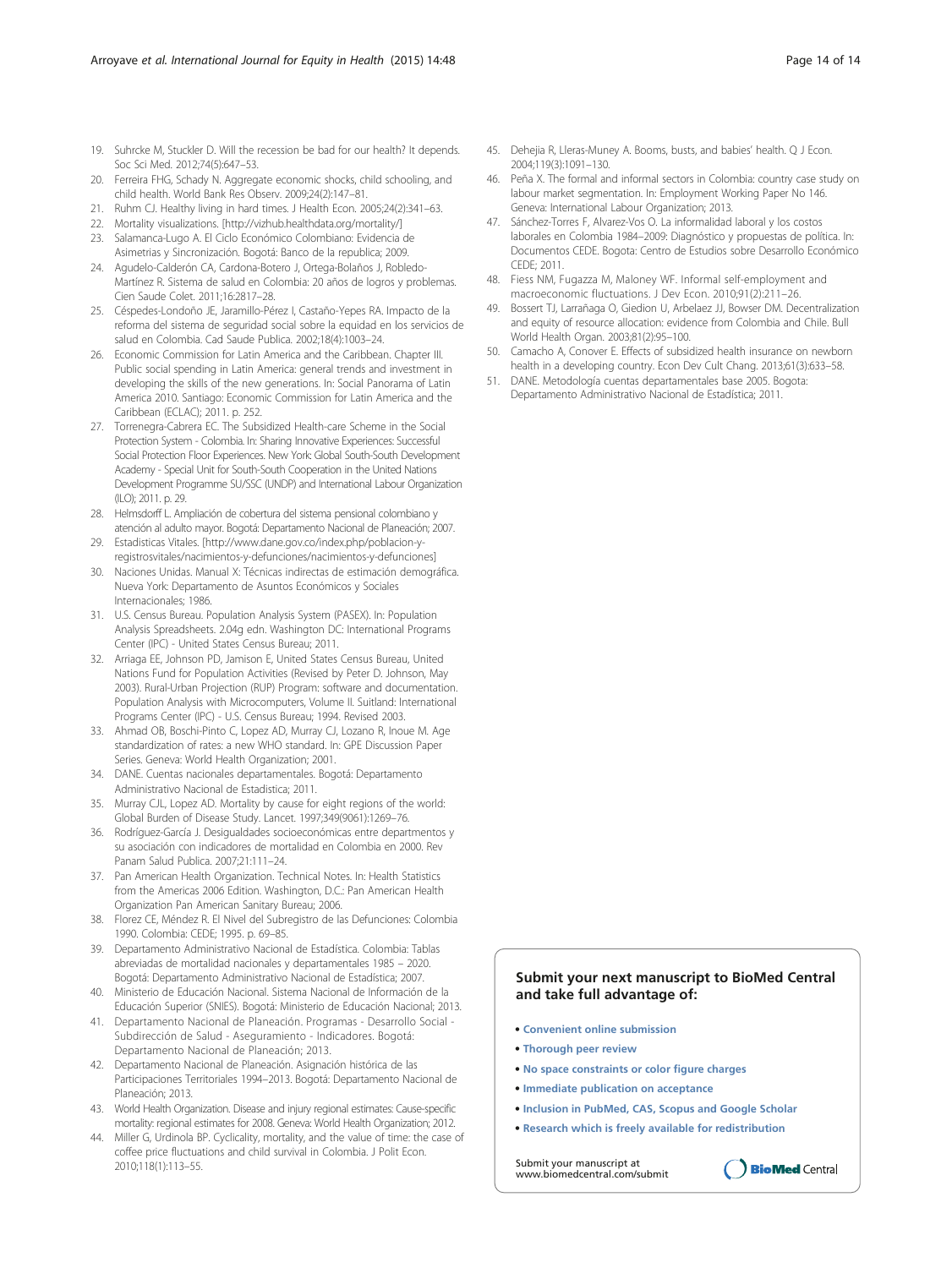19. Suhrcke M, Stuckler D. Will the recession be bad for our health? It depends. Soc Sci Med. 2012;74(5):647–53.
20. Ferreira FHG, Schady N. Aggregate economic shocks, child schooling, and child health. World Bank Res Observ. 2009;24(2):147–81.
21. Ruhm CJ. Healthy living in hard times. J Health Econ. 2005;24(2):341–63.
22. Mortality visualizations. [http://vizhub.healthdata.org/mortality/]
23. Salamanca-Lugo A. El Ciclo Económico Colombiano: Evidencia de Asimetrias y Sincronización. Bogotá: Banco de la republica; 2009.
24. Agudelo-Calderón CA, Cardona-Botero J, Ortega-Bolaños J, Robledo-Martínez R. Sistema de salud en Colombia: 20 años de logros y problemas. Cien Saude Colet. 2011;16:2817–28.
25. Céspedes-Londoño JE, Jaramillo-Pérez I, Castaño-Yepes RA. Impacto de la reforma del sistema de seguridad social sobre la equidad en los servicios de salud en Colombia. Cad Saude Publica. 2002;18(4):1003–24.
26. Economic Commission for Latin America and the Caribbean. Chapter III. Public social spending in Latin America: general trends and investment in developing the skills of the new generations. In: Social Panorama of Latin America 2010. Santiago: Economic Commission for Latin America and the Caribbean (ECLAC); 2011. p. 252.
27. Torrenegra-Cabrera EC. The Subsidized Health-care Scheme in the Social Protection System - Colombia. In: Sharing Innovative Experiences: Successful Social Protection Floor Experiences. New York: Global South-South Development Academy - Special Unit for South-South Cooperation in the United Nations Development Programme SU/SSC (UNDP) and International Labour Organization (ILO); 2011. p. 29.
28. Helmsdorff L. Ampliación de cobertura del sistema pensional colombiano y atención al adulto mayor. Bogotá: Departamento Nacional de Planeación; 2007.
29. Estadisticas Vitales. [http://www.dane.gov.co/index.php/poblacion-y-registrosvitales/nacimientos-y-defunciones/nacimientos-y-defunciones]
30. Naciones Unidas. Manual X: Técnicas indirectas de estimación demográfica. Nueva York: Departamento de Asuntos Económicos y Sociales Internacionales; 1986.
31. U.S. Census Bureau. Population Analysis System (PASEX). In: Population Analysis Spreadsheets. 2.04g edn. Washington DC: International Programs Center (IPC) - United States Census Bureau; 2011.
32. Arriaga EE, Johnson PD, Jamison E, United States Census Bureau, United Nations Fund for Population Activities (Revised by Peter D. Johnson, May 2003). Rural-Urban Projection (RUP) Program: software and documentation. Population Analysis with Microcomputers, Volume II. Suitland: International Programs Center (IPC) - U.S. Census Bureau; 1994. Revised 2003.
33. Ahmad OB, Boschi-Pinto C, Lopez AD, Murray CJ, Lozano R, Inoue M. Age standardization of rates: a new WHO standard. In: GPE Discussion Paper Series. Geneva: World Health Organization; 2001.
34. DANE. Cuentas nacionales departamentales. Bogotá: Departamento Administrativo Nacional de Estadistica; 2011.
35. Murray CJL, Lopez AD. Mortality by cause for eight regions of the world: Global Burden of Disease Study. Lancet. 1997;349(9061):1269–76.
36. Rodríguez-García J. Desigualdades socioeconómicas entre departmentos y su asociación con indicadores de mortalidad en Colombia en 2000. Rev Panam Salud Publica. 2007;21:111–24.
37. Pan American Health Organization. Technical Notes. In: Health Statistics from the Americas 2006 Edition. Washington, D.C.: Pan American Health Organization Pan American Sanitary Bureau; 2006.
38. Florez CE, Méndez R. El Nivel del Subregistro de las Defunciones: Colombia 1990. Colombia: CEDE; 1995. p. 69–85.
39. Departamento Administrativo Nacional de Estadística. Colombia: Tablas abreviadas de mortalidad nacionales y departamentales 1985 – 2020. Bogotá: Departamento Administrativo Nacional de Estadística; 2007.
40. Ministerio de Educación Nacional. Sistema Nacional de Información de la Educación Superior (SNIES). Bogotá: Ministerio de Educación Nacional; 2013.
41. Departamento Nacional de Planeación. Programas - Desarrollo Social - Subdirección de Salud - Aseguramiento - Indicadores. Bogotá: Departamento Nacional de Planeación; 2013.
42. Departamento Nacional de Planeación. Asignación histórica de las Participaciones Territoriales 1994–2013. Bogotá: Departamento Nacional de Planeación; 2013.
43. World Health Organization. Disease and injury regional estimates: Cause-specific mortality: regional estimates for 2008. Geneva: World Health Organization; 2012.
44. Miller G, Urdinola BP. Cyclicality, mortality, and the value of time: the case of coffee price fluctuations and child survival in Colombia. J Polit Econ. 2010;118(1):113–55.
45. Dehejia R, Lleras-Muney A. Booms, busts, and babies' health. Q J Econ. 2004;119(3):1091–130.
46. Peña X. The formal and informal sectors in Colombia: country case study on labour market segmentation. In: Employment Working Paper No 146. Geneva: International Labour Organization; 2013.
47. Sánchez-Torres F, Alvarez-Vos O. La informalidad laboral y los costos laborales en Colombia 1984–2009: Diagnóstico y propuestas de política. In: Documentos CEDE. Bogota: Centro de Estudios sobre Desarrollo Económico CEDE; 2011.
48. Fiess NM, Fugazza M, Maloney WF. Informal self-employment and macroeconomic fluctuations. J Dev Econ. 2010;91(2):211–26.
49. Bossert TJ, Larrañaga O, Giedion U, Arbelaez JJ, Bowser DM. Decentralization and equity of resource allocation: evidence from Colombia and Chile. Bull World Health Organ. 2003;81(2):95–100.
50. Camacho A, Conover E. Effects of subsidized health insurance on newborn health in a developing country. Econ Dev Cult Chang. 2013;61(3):633–58.
51. DANE. Metodología cuentas departamentales base 2005. Bogota: Departamento Administrativo Nacional de Estadística; 2011.

**Submit your next manuscript to BioMed Central and take full advantage of:**

- **Convenient online submission**
- **Thorough peer review**
- **No space constraints or color figure charges**
- **Immediate publication on acceptance**
- **Inclusion in PubMed, CAS, Scopus and Google Scholar**
- **Research which is freely available for redistribution**

Submit your manuscript at
www.biomedcentral.com/submit

BioMed Central